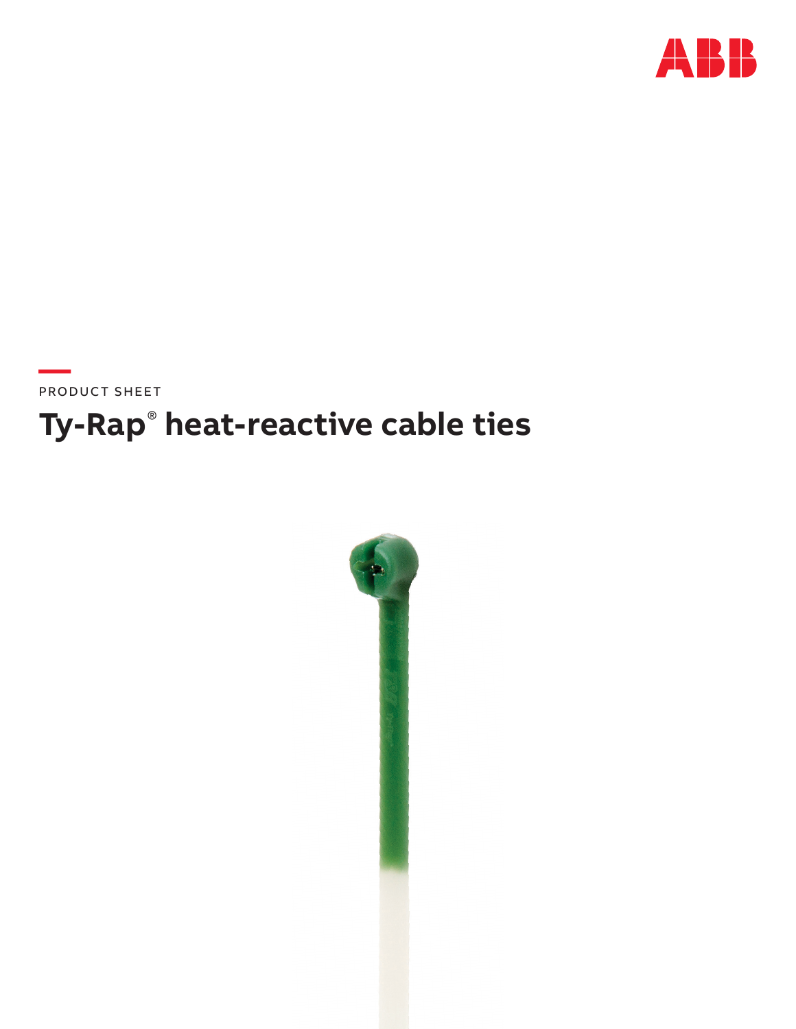PRODUCT SHEET

# Ty-Rap® heat-reactive cable ties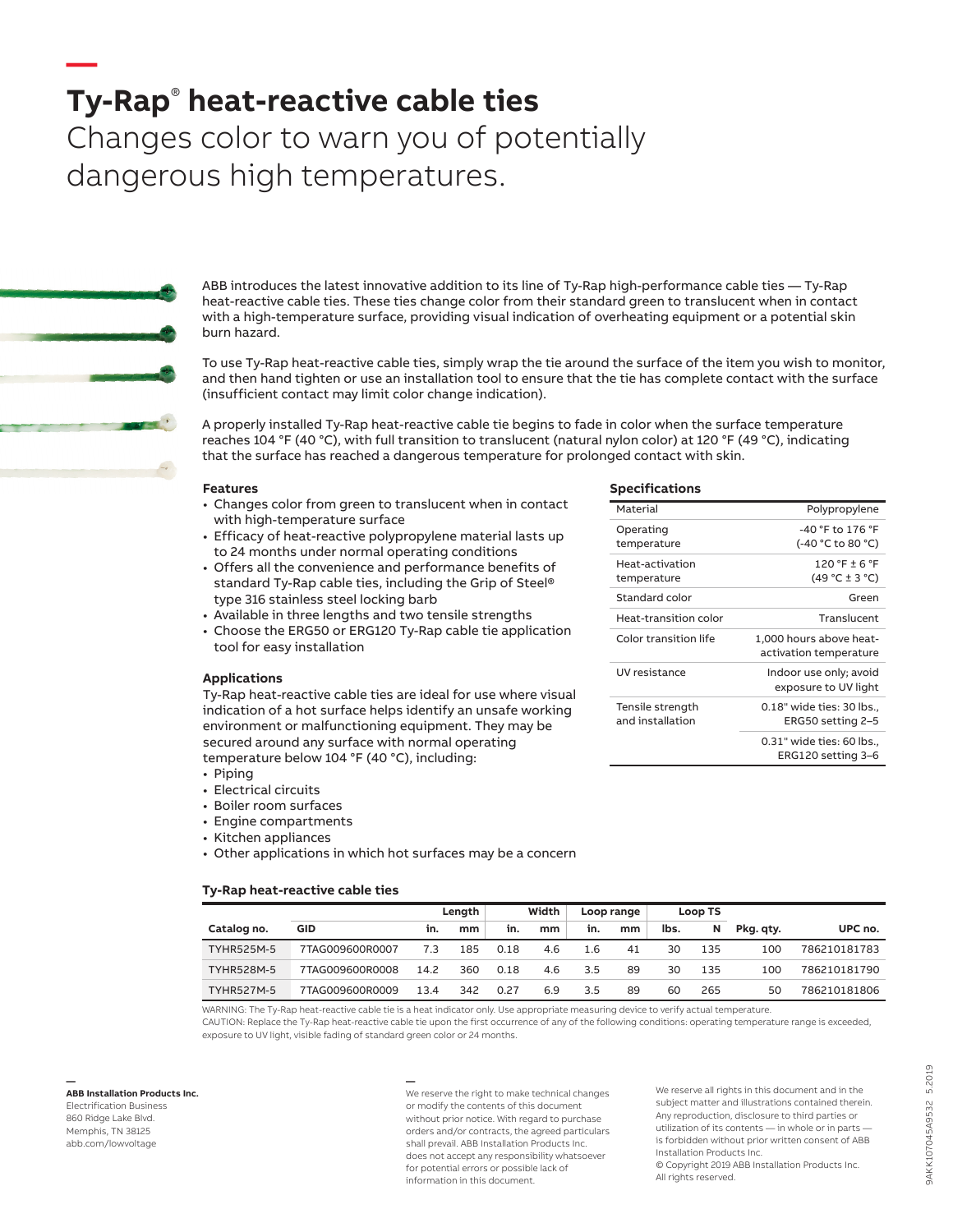# Ty-Rap® heat-reactive cable ties

Changes color to warn you of potentially dangerous high temperatures.

ABB introduces the latest innovative addition to its line of Ty-Rap high-performance cable ties — Ty-Rap heat-reactive cable ties. These ties change color from their standard green to translucent when in contact with a high-temperature surface, providing visual indication of overheating equipment or a potential skin burn hazard.

To use Ty-Rap heat-reactive cable ties, simply wrap the tie around the surface of the item you wish to monitor, and then hand tighten or use an installation tool to ensure that the tie has complete contact with the surface (insufficient contact may limit color change indication).

A properly installed Ty-Rap heat-reactive cable tie begins to fade in color when the surface temperature reaches 104 °F (40 °C), with full transition to translucent (natural nylon color) at 120 °F (49 °C), indicating that the surface has reached a dangerous temperature for prolonged contact with skin.

### Features

- Changes color from green to translucent when in contact with high-temperature surface
- Efficacy of heat-reactive polypropylene material lasts up to 24 months under normal operating conditions
- Offers all the convenience and performance benefits of standard Ty-Rap cable ties, including the Grip of Steel® type 316 stainless steel locking barb
- Available in three lengths and two tensile strengths
- Choose the ERG50 or ERG120 Ty-Rap cable tie application tool for easy installation

### Applications

Ty-Rap heat-reactive cable ties are ideal for use where visual indication of a hot surface helps identify an unsafe working environment or malfunctioning equipment. They may be secured around any surface with normal operating temperature below 104 °F (40 °C), including:

- Piping
- Electrical circuits
- Boiler room surfaces
- Engine compartments
- Kitchen appliances
- Other applications in which hot surfaces may be a concern

### Specifications

| | |
|---|---|
| Material | Polypropylene |
| Operating temperature | -40 °F to 176 °F (-40 °C to 80 °C) |
| Heat-activation temperature | 120 °F ± 6 °F (49 °C ± 3 °C) |
| Standard color | Green |
| Heat-transition color | Translucent |
| Color transition life | 1,000 hours above heat-activation temperature |
| UV resistance | Indoor use only; avoid exposure to UV light |
| Tensile strength and installation | 0.18" wide ties: 30 lbs., ERG50 setting 2–5 |
| | 0.31" wide ties: 60 lbs., ERG120 setting 3–6 |

### Ty-Rap heat-reactive cable ties

| Catalog no. | GID | Length in. | Length mm | Width in. | Width mm | Loop range in. | Loop range mm | Loop TS lbs. | Loop TS N | Pkg. qty. | UPC no. |
|---|---|---|---|---|---|---|---|---|---|---|---|
| TYHR525M-5 | 7TAG009600R0007 | 7.3 | 185 | 0.18 | 4.6 | 1.6 | 41 | 30 | 135 | 100 | 786210181783 |
| TYHR528M-5 | 7TAG009600R0008 | 14.2 | 360 | 0.18 | 4.6 | 3.5 | 89 | 30 | 135 | 100 | 786210181790 |
| TYHR527M-5 | 7TAG009600R0009 | 13.4 | 342 | 0.27 | 6.9 | 3.5 | 89 | 60 | 265 | 50 | 786210181806 |

WARNING: The Ty-Rap heat-reactive cable tie is a heat indicator only. Use appropriate measuring device to verify actual temperature.
CAUTION: Replace the Ty-Rap heat-reactive cable tie upon the first occurrence of any of the following conditions: operating temperature range is exceeded, exposure to UV light, visible fading of standard green color or 24 months.

**ABB Installation Products Inc.**
Electrification Business
860 Ridge Lake Blvd.
Memphis, TN 38125
abb.com/lowvoltage

We reserve the right to make technical changes or modify the contents of this document without prior notice. With regard to purchase orders and/or contracts, the agreed particulars shall prevail. ABB Installation Products Inc. does not accept any responsibility whatsoever for potential errors or possible lack of information in this document.

We reserve all rights in this document and in the subject matter and illustrations contained therein. Any reproduction, disclosure to third parties or utilization of its contents — in whole or in parts — is forbidden without prior written consent of ABB Installation Products Inc.
© Copyright 2019 ABB Installation Products Inc.
All rights reserved.

9AKK107045A9532 5.2019